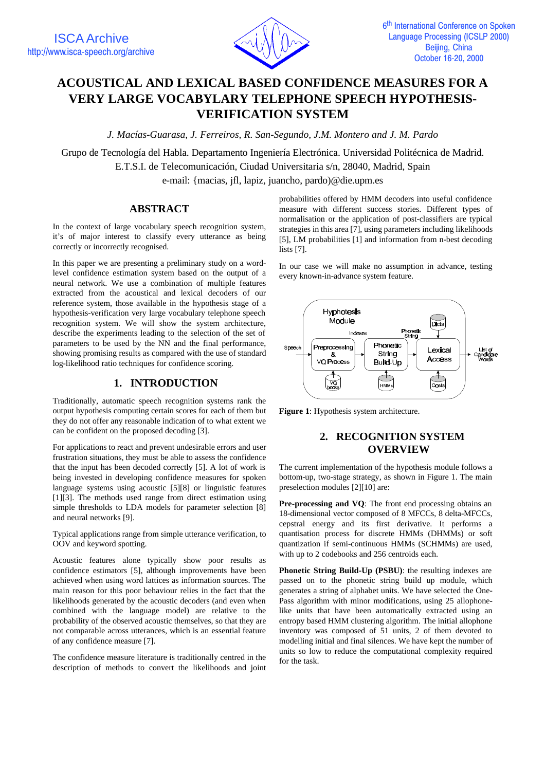# ACOUSTICAL AND LEXICAL BASED CONFIDENCE MEASURES FOR A VERY LARGE VOCABYLARY TELEPHONE SPEECH HYPOTHESIS-VERIFICATION SYSTEM

*J. Macías-Guarasa, J. Ferreiros, R. San-Segundo, J.M. Montero and J. M. Pardo*

Grupo de Tecnología del Habla. Departamento Ingeniería Electrónica. Universidad Politécnica de Madrid.
E.T.S.I. de Telecomunicación, Ciudad Universitaria s/n, 28040, Madrid, Spain
e-mail: {macias, jfl, lapiz, juancho, pardo)@die.upm.es

## ABSTRACT

In the context of large vocabulary speech recognition system, it's of major interest to classify every utterance as being correctly or incorrectly recognised.

In this paper we are presenting a preliminary study on a word-level confidence estimation system based on the output of a neural network. We use a combination of multiple features extracted from the acoustical and lexical decoders of our reference system, those available in the hypothesis stage of a hypothesis-verification very large vocabulary telephone speech recognition system. We will show the system architecture, describe the experiments leading to the selection of the set of parameters to be used by the NN and the final performance, showing promising results as compared with the use of standard log-likelihood ratio techniques for confidence scoring.

## 1. INTRODUCTION

Traditionally, automatic speech recognition systems rank the output hypothesis computing certain scores for each of them but they do not offer any reasonable indication of to what extent we can be confident on the proposed decoding [3].

For applications to react and prevent undesirable errors and user frustration situations, they must be able to assess the confidence that the input has been decoded correctly [5]. A lot of work is being invested in developing confidence measures for spoken language systems using acoustic [5][8] or linguistic features [1][3]. The methods used range from direct estimation using simple thresholds to LDA models for parameter selection [8] and neural networks [9].

Typical applications range from simple utterance verification, to OOV and keyword spotting.

Acoustic features alone typically show poor results as confidence estimators [5], although improvements have been achieved when using word lattices as information sources. The main reason for this poor behaviour relies in the fact that the likelihoods generated by the acoustic decoders (and even when combined with the language model) are relative to the probability of the observed acoustic themselves, so that they are not comparable across utterances, which is an essential feature of any confidence measure [7].

The confidence measure literature is traditionally centred in the description of methods to convert the likelihoods and joint probabilities offered by HMM decoders into useful confidence measure with different success stories. Different types of normalisation or the application of post-classifiers are typical strategies in this area [7], using parameters including likelihoods [5], LM probabilities [1] and information from n-best decoding lists [7].

In our case we will make no assumption in advance, testing every known-in-advance system feature.

**Figure 1**: Hypothesis system architecture.

## 2. RECOGNITION SYSTEM OVERVIEW

The current implementation of the hypothesis module follows a bottom-up, two-stage strategy, as shown in Figure 1. The main preselection modules [2][10] are:

**Pre-processing and VQ**: The front end processing obtains an 18-dimensional vector composed of 8 MFCCs, 8 delta-MFCCs, cepstral energy and its first derivative. It performs a quantisation process for discrete HMMs (DHMMs) or soft quantization if semi-continuous HMMs (SCHMMs) are used, with up to 2 codebooks and 256 centroids each.

**Phonetic String Build-Up (PSBU)**: the resulting indexes are passed on to the phonetic string build up module, which generates a string of alphabet units. We have selected the One-Pass algorithm with minor modifications, using 25 allophone-like units that have been automatically extracted using an entropy based HMM clustering algorithm. The initial allophone inventory was composed of 51 units, 2 of them devoted to modelling initial and final silences. We have kept the number of units so low to reduce the computational complexity required for the task.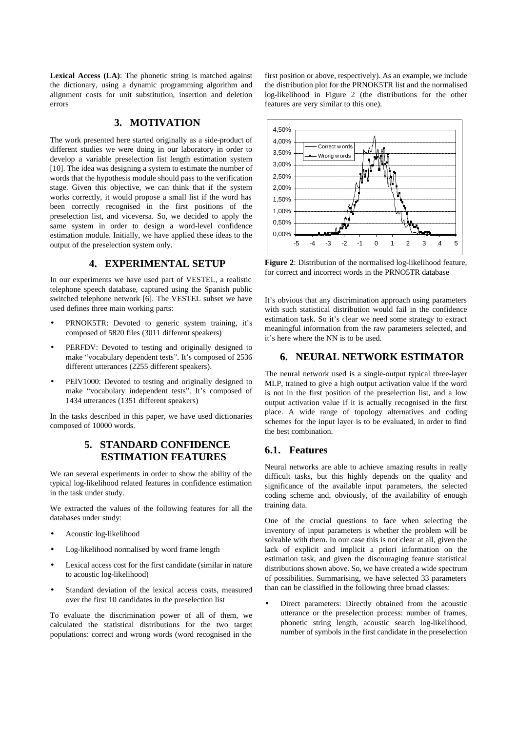**Lexical Access (LA)**: The phonetic string is matched against the dictionary, using a dynamic programming algorithm and alignment costs for unit substitution, insertion and deletion errors

## 3. MOTIVATION

The work presented here started originally as a side-product of different studies we were doing in our laboratory in order to develop a variable preselection list length estimation system [10]. The idea was designing a system to estimate the number of words that the hypothesis module should pass to the verification stage. Given this objective, we can think that if the system works correctly, it would propose a small list if the word has been correctly recognised in the first positions of the preselection list, and viceversa. So, we decided to apply the same system in order to design a word-level confidence estimation module. Initially, we have applied these ideas to the output of the preselection system only.

## 4. EXPERIMENTAL SETUP

In our experiments we have used part of VESTEL, a realistic telephone speech database, captured using the Spanish public switched telephone network [6]. The VESTEL subset we have used defines three main working parts:

- PRNOK5TR: Devoted to generic system training, it's composed of 5820 files (3011 different speakers)
- PERFDV: Devoted to testing and originally designed to make "vocabulary dependent tests". It's composed of 2536 different utterances (2255 different speakers).
- PEIV1000: Devoted to testing and originally designed to make "vocabulary independent tests". It's composed of 1434 utterances (1351 different speakers)

In the tasks described in this paper, we have used dictionaries composed of 10000 words.

## 5. STANDARD CONFIDENCE ESTIMATION FEATURES

We ran several experiments in order to show the ability of the typical log-likelihood related features in confidence estimation in the task under study.

We extracted the values of the following features for all the databases under study:

- Acoustic log-likelihood
- Log-likelihood normalised by word frame length
- Lexical access cost for the first candidate (similar in nature to acoustic log-likelihood)
- Standard deviation of the lexical access costs, measured over the first 10 candidates in the preselection list

To evaluate the discrimination power of all of them, we calculated the statistical distributions for the two target populations: correct and wrong words (word recognised in the first position or above, respectively). As an example, we include the distribution plot for the PRNOK5TR list and the normalised log-likelihood in Figure 2 (the distributions for the other features are very similar to this one).

**Figure 2**: Distribution of the normalised log-likelihood feature, for correct and incorrect words in the PRNO5TR database

It's obvious that any discrimination approach using parameters with such statistical distribution would fail in the confidence estimation task. So it's clear we need some strategy to extract meaningful information from the raw parameters selected, and it's here where the NN is to be used.

## 6. NEURAL NETWORK ESTIMATOR

The neural network used is a single-output typical three-layer MLP, trained to give a high output activation value if the word is not in the first position of the preselection list, and a low output activation value if it is actually recognised in the first place. A wide range of topology alternatives and coding schemes for the input layer is to be evaluated, in order to find the best combination.

### 6.1. Features

Neural networks are able to achieve amazing results in really difficult tasks, but this highly depends on the quality and significance of the available input parameters, the selected coding scheme and, obviously, of the availability of enough training data.

One of the crucial questions to face when selecting the inventory of input parameters is whether the problem will be solvable with them. In our case this is not clear at all, given the lack of explicit and implicit a priori information on the estimation task, and given the discouraging feature statistical distributions shown above. So, we have created a wide spectrum of possibilities. Summarising, we have selected 33 parameters than can be classified in the following three broad classes:

- Direct parameters: Directly obtained from the acoustic utterance or the preselection process: number of frames, phonetic string length, acoustic search log-likelihood, number of symbols in the first candidate in the preselection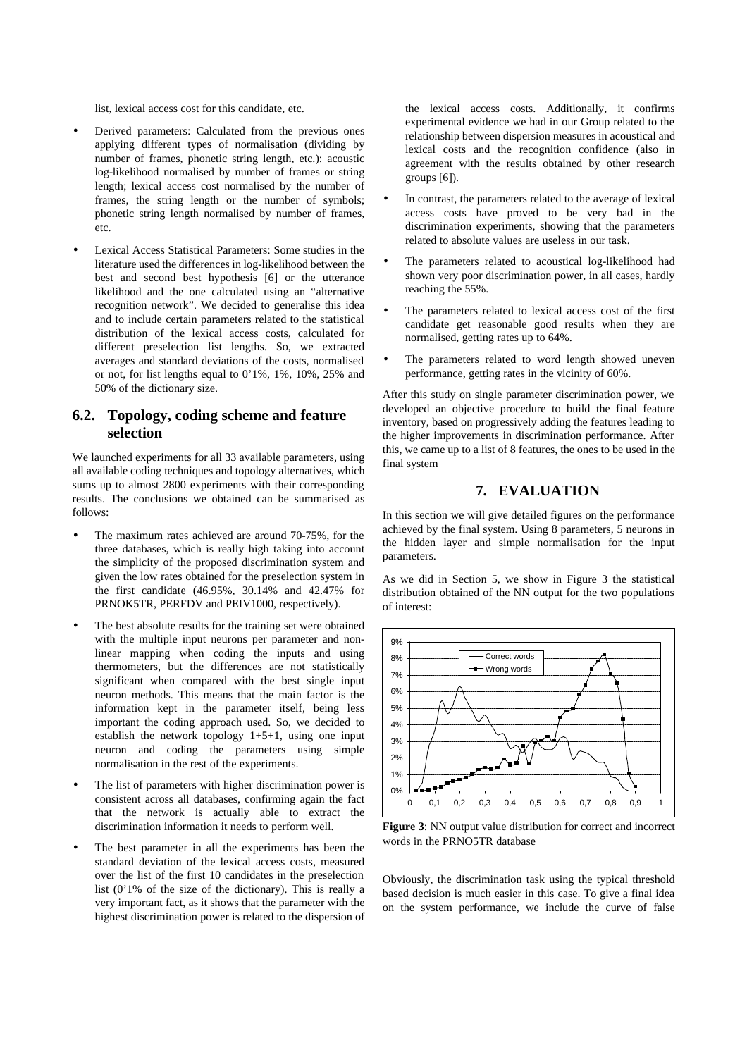list, lexical access cost for this candidate, etc.

- Derived parameters: Calculated from the previous ones applying different types of normalisation (dividing by number of frames, phonetic string length, etc.): acoustic log-likelihood normalised by number of frames or string length; lexical access cost normalised by the number of frames, the string length or the number of symbols; phonetic string length normalised by number of frames, etc.
- Lexical Access Statistical Parameters: Some studies in the literature used the differences in log-likelihood between the best and second best hypothesis [6] or the utterance likelihood and the one calculated using an "alternative recognition network". We decided to generalise this idea and to include certain parameters related to the statistical distribution of the lexical access costs, calculated for different preselection list lengths. So, we extracted averages and standard deviations of the costs, normalised or not, for list lengths equal to 0'1%, 1%, 10%, 25% and 50% of the dictionary size.

## 6.2. Topology, coding scheme and feature selection

We launched experiments for all 33 available parameters, using all available coding techniques and topology alternatives, which sums up to almost 2800 experiments with their corresponding results. The conclusions we obtained can be summarised as follows:

- The maximum rates achieved are around 70-75%, for the three databases, which is really high taking into account the simplicity of the proposed discrimination system and given the low rates obtained for the preselection system in the first candidate (46.95%, 30.14% and 42.47% for PRNOK5TR, PERFDV and PEIV1000, respectively).
- The best absolute results for the training set were obtained with the multiple input neurons per parameter and non-linear mapping when coding the inputs and using thermometers, but the differences are not statistically significant when compared with the best single input neuron methods. This means that the main factor is the information kept in the parameter itself, being less important the coding approach used. So, we decided to establish the network topology 1+5+1, using one input neuron and coding the parameters using simple normalisation in the rest of the experiments.
- The list of parameters with higher discrimination power is consistent across all databases, confirming again the fact that the network is actually able to extract the discrimination information it needs to perform well.
- The best parameter in all the experiments has been the standard deviation of the lexical access costs, measured over the list of the first 10 candidates in the preselection list (0'1% of the size of the dictionary). This is really a very important fact, as it shows that the parameter with the highest discrimination power is related to the dispersion of the lexical access costs. Additionally, it confirms experimental evidence we had in our Group related to the relationship between dispersion measures in acoustical and lexical costs and the recognition confidence (also in agreement with the results obtained by other research groups [6]).
- In contrast, the parameters related to the average of lexical access costs have proved to be very bad in the discrimination experiments, showing that the parameters related to absolute values are useless in our task.
- The parameters related to acoustical log-likelihood had shown very poor discrimination power, in all cases, hardly reaching the 55%.
- The parameters related to lexical access cost of the first candidate get reasonable good results when they are normalised, getting rates up to 64%.
- The parameters related to word length showed uneven performance, getting rates in the vicinity of 60%.

After this study on single parameter discrimination power, we developed an objective procedure to build the final feature inventory, based on progressively adding the features leading to the higher improvements in discrimination performance. After this, we came up to a list of 8 features, the ones to be used in the final system

# 7. EVALUATION

In this section we will give detailed figures on the performance achieved by the final system. Using 8 parameters, 5 neurons in the hidden layer and simple normalisation for the input parameters.

As we did in Section 5, we show in Figure 3 the statistical distribution obtained of the NN output for the two populations of interest:

**Figure 3**: NN output value distribution for correct and incorrect words in the PRNO5TR database

Obviously, the discrimination task using the typical threshold based decision is much easier in this case. To give a final idea on the system performance, we include the curve of false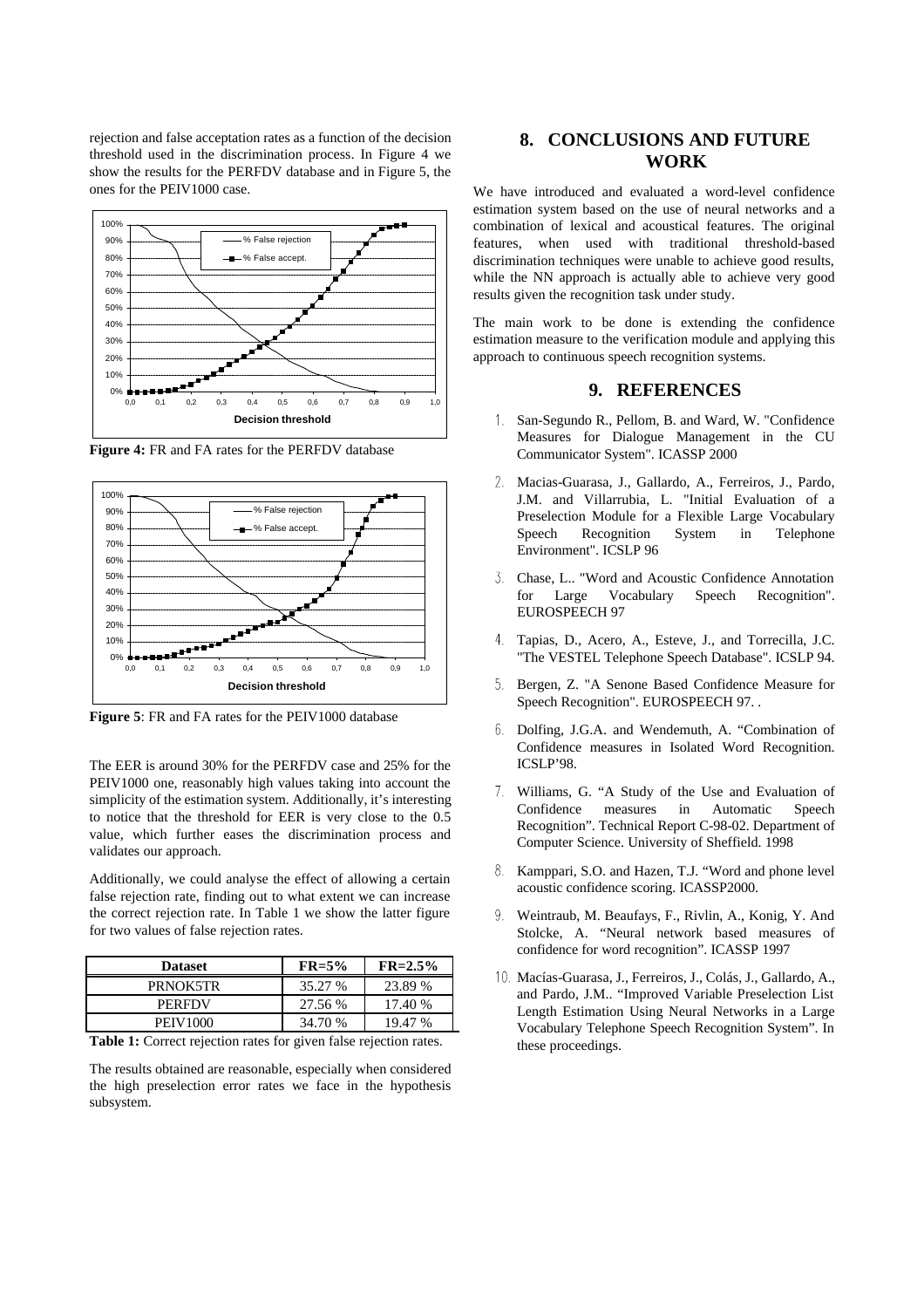rejection and false acceptation rates as a function of the decision threshold used in the discrimination process. In Figure 4 we show the results for the PERFDV database and in Figure 5, the ones for the PEIV1000 case.

100%
90%
80%
70%
60%
50%
40%
30%
20%
10%
0%
0,0 0,1 0,2 0,3 0,4 0,5 0,6 0,7 0,8 0,9 1,0
% False rejection
% False accept.
Decision threshold

**Figure 4:** FR and FA rates for the PERFDV database

100%
90%
80%
70%
60%
50%
40%
30%
20%
10%
0%
0,0 0,1 0,2 0,3 0,4 0,5 0,6 0,7 0,8 0,9 1,0
% False rejection
% False accept.
Decision threshold

**Figure 5**: FR and FA rates for the PEIV1000 database

The EER is around 30% for the PERFDV case and 25% for the PEIV1000 one, reasonably high values taking into account the simplicity of the estimation system. Additionally, it's interesting to notice that the threshold for EER is very close to the 0.5 value, which further eases the discrimination process and validates our approach.

Additionally, we could analyse the effect of allowing a certain false rejection rate, finding out to what extent we can increase the correct rejection rate. In Table 1 we show the latter figure for two values of false rejection rates.

| Dataset | FR=5% | FR=2.5% |
|---|---|---|
| PRNOK5TR | 35.27 % | 23.89 % |
| PERFDV | 27.56 % | 17.40 % |
| PEIV1000 | 34.70 % | 19.47 % |

**Table 1:** Correct rejection rates for given false rejection rates.

The results obtained are reasonable, especially when considered the high preselection error rates we face in the hypothesis subsystem.

## 8. CONCLUSIONS AND FUTURE WORK

We have introduced and evaluated a word-level confidence estimation system based on the use of neural networks and a combination of lexical and acoustical features. The original features, when used with traditional threshold-based discrimination techniques were unable to achieve good results, while the NN approach is actually able to achieve very good results given the recognition task under study.

The main work to be done is extending the confidence estimation measure to the verification module and applying this approach to continuous speech recognition systems.

## 9. REFERENCES

1. San-Segundo R., Pellom, B. and Ward, W. "Confidence Measures for Dialogue Management in the CU Communicator System". ICASSP 2000
2. Macias-Guarasa, J., Gallardo, A., Ferreiros, J., Pardo, J.M. and Villarrubia, L. "Initial Evaluation of a Preselection Module for a Flexible Large Vocabulary Speech Recognition System in Telephone Environment". ICSLP 96
3. Chase, L.. "Word and Acoustic Confidence Annotation for Large Vocabulary Speech Recognition". EUROSPEECH 97
4. Tapias, D., Acero, A., Esteve, J., and Torrecilla, J.C. "The VESTEL Telephone Speech Database". ICSLP 94.
5. Bergen, Z. "A Senone Based Confidence Measure for Speech Recognition". EUROSPEECH 97. .
6. Dolfing, J.G.A. and Wendemuth, A. "Combination of Confidence measures in Isolated Word Recognition. ICSLP'98.
7. Williams, G. "A Study of the Use and Evaluation of Confidence measures in Automatic Speech Recognition". Technical Report C-98-02. Department of Computer Science. University of Sheffield. 1998
8. Kamppari, S.O. and Hazen, T.J. "Word and phone level acoustic confidence scoring. ICASSP2000.
9. Weintraub, M. Beaufays, F., Rivlin, A., Konig, Y. And Stolcke, A. "Neural network based measures of confidence for word recognition". ICASSP 1997
10. Macías-Guarasa, J., Ferreiros, J., Colás, J., Gallardo, A., and Pardo, J.M.. "Improved Variable Preselection List Length Estimation Using Neural Networks in a Large Vocabulary Telephone Speech Recognition System". In these proceedings.